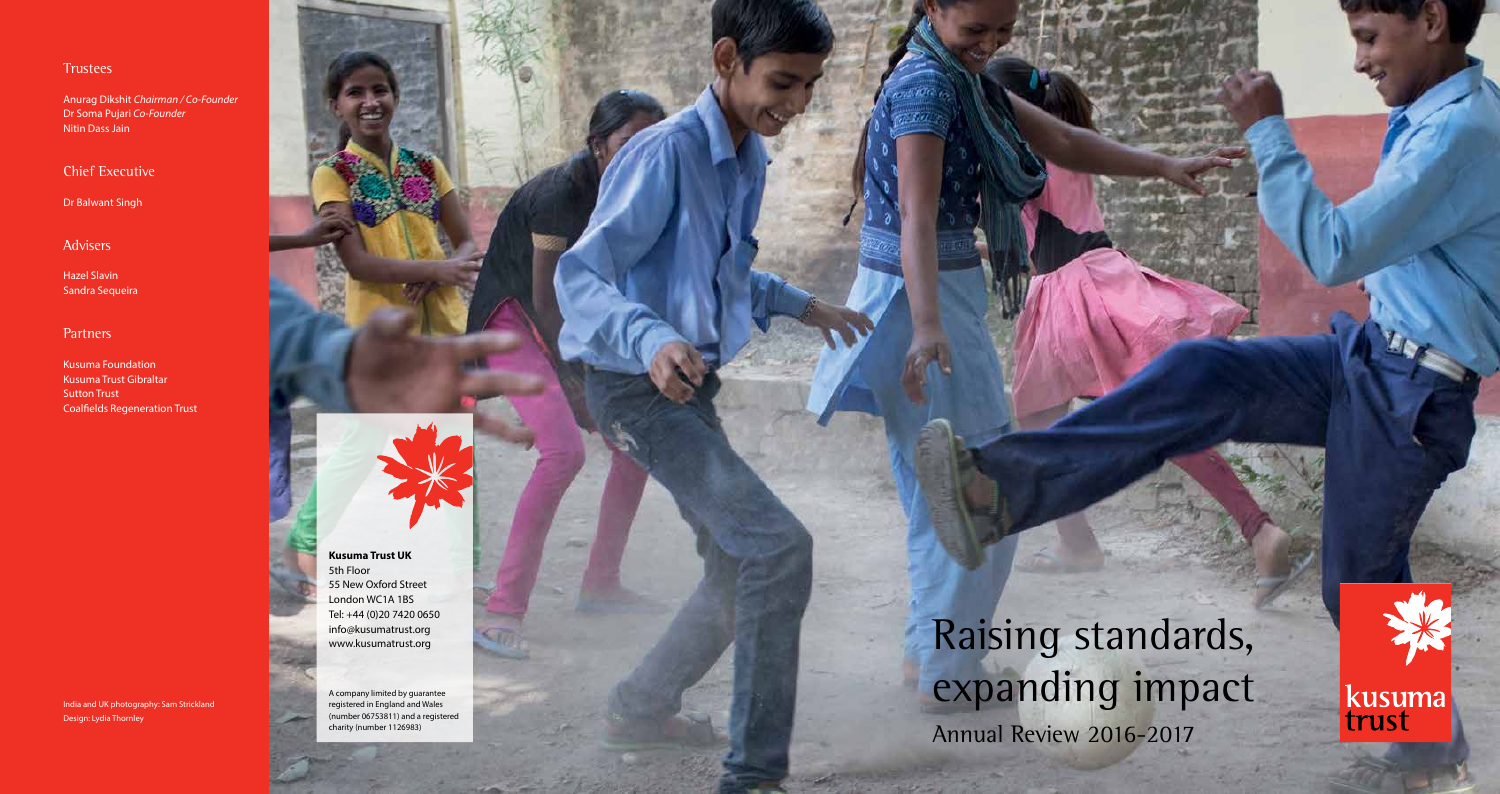## Trustees

Anurag Dikshit *Chairman / Co-Founder*
Dr Soma Pujari *Co-Founder*
Nitin Dass Jain

## Chief Executive

Dr Balwant Singh

## Advisers

Hazel Slavin
Sandra Sequeira

## Partners

Kusuma Foundation
Kusuma Trust Gibraltar
Sutton Trust
Coalfields Regeneration Trust

India and UK photography: Sam Strickland
Design: Lydia Thornley

**Kusuma Trust UK**
5th Floor
55 New Oxford Street
London WC1A 1BS
Tel: +44 (0)20 7420 0650
info@kusumatrust.org
www.kusumatrust.org

A company limited by guarantee registered in England and Wales (number 06753811) and a registered charity (number 1126983)

# Raising standards, expanding impact

Annual Review 2016-2017

kusuma trust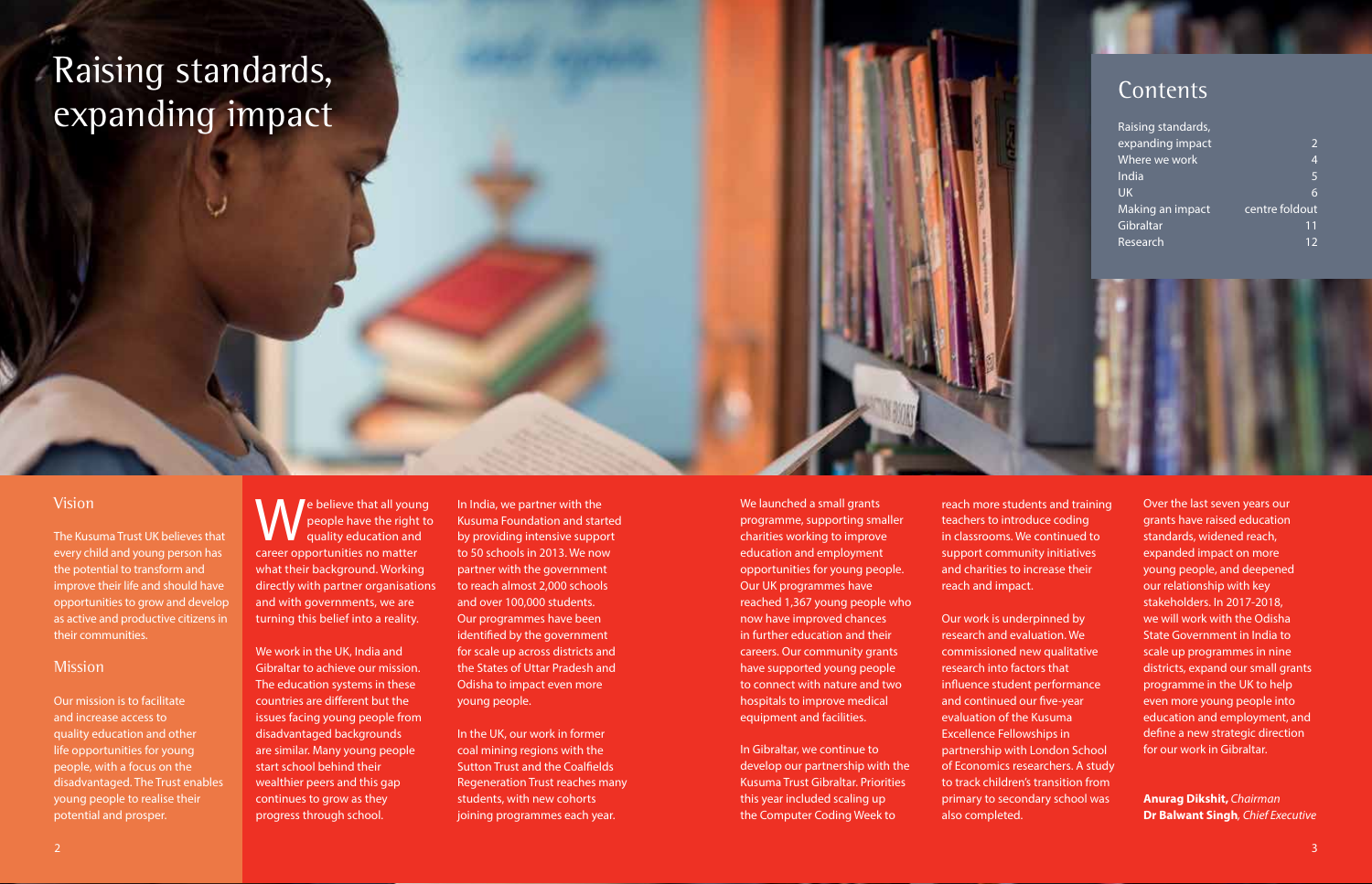# Raising standards, expanding impact

## Contents

| | |
|---|---|
| Raising standards, expanding impact | 2 |
| Where we work | 4 |
| India | 5 |
| UK | 6 |
| Making an impact | centre foldout |
| Gibraltar | 11 |
| Research | 12 |

## Vision

The Kusuma Trust UK believes that every child and young person has the potential to transform and improve their life and should have opportunities to grow and develop as active and productive citizens in their communities.

## Mission

Our mission is to facilitate and increase access to quality education and other life opportunities for young people, with a focus on the disadvantaged. The Trust enables young people to realise their potential and prosper.

We believe that all young people have the right to quality education and career opportunities no matter what their background. Working directly with partner organisations and with governments, we are turning this belief into a reality.

We work in the UK, India and Gibraltar to achieve our mission. The education systems in these countries are different but the issues facing young people from disadvantaged backgrounds are similar. Many young people start school behind their wealthier peers and this gap continues to grow as they progress through school.

In India, we partner with the Kusuma Foundation and started by providing intensive support to 50 schools in 2013. We now partner with the government to reach almost 2,000 schools and over 100,000 students. Our programmes have been identified by the government for scale up across districts and the States of Uttar Pradesh and Odisha to impact even more young people.

In the UK, our work in former coal mining regions with the Sutton Trust and the Coalfields Regeneration Trust reaches many students, with new cohorts joining programmes each year.

We launched a small grants programme, supporting smaller charities working to improve education and employment opportunities for young people. Our UK programmes have reached 1,367 young people who now have improved chances in further education and their careers. Our community grants have supported young people to connect with nature and two hospitals to improve medical equipment and facilities.

In Gibraltar, we continue to develop our partnership with the Kusuma Trust Gibraltar. Priorities this year included scaling up the Computer Coding Week to reach more students and training teachers to introduce coding in classrooms. We continued to support community initiatives and charities to increase their reach and impact.

Our work is underpinned by research and evaluation. We commissioned new qualitative research into factors that influence student performance and continued our five-year evaluation of the Kusuma Excellence Fellowships in partnership with London School of Economics researchers. A study to track children's transition from primary to secondary school was also completed.

Over the last seven years our grants have raised education standards, widened reach, expanded impact on more young people, and deepened our relationship with key stakeholders. In 2017-2018, we will work with the Odisha State Government in India to scale up programmes in nine districts, expand our small grants programme in the UK to help even more young people into education and employment, and define a new strategic direction for our work in Gibraltar.

**Anurag Dikshit,** *Chairman*
**Dr Balwant Singh**, *Chief Executive*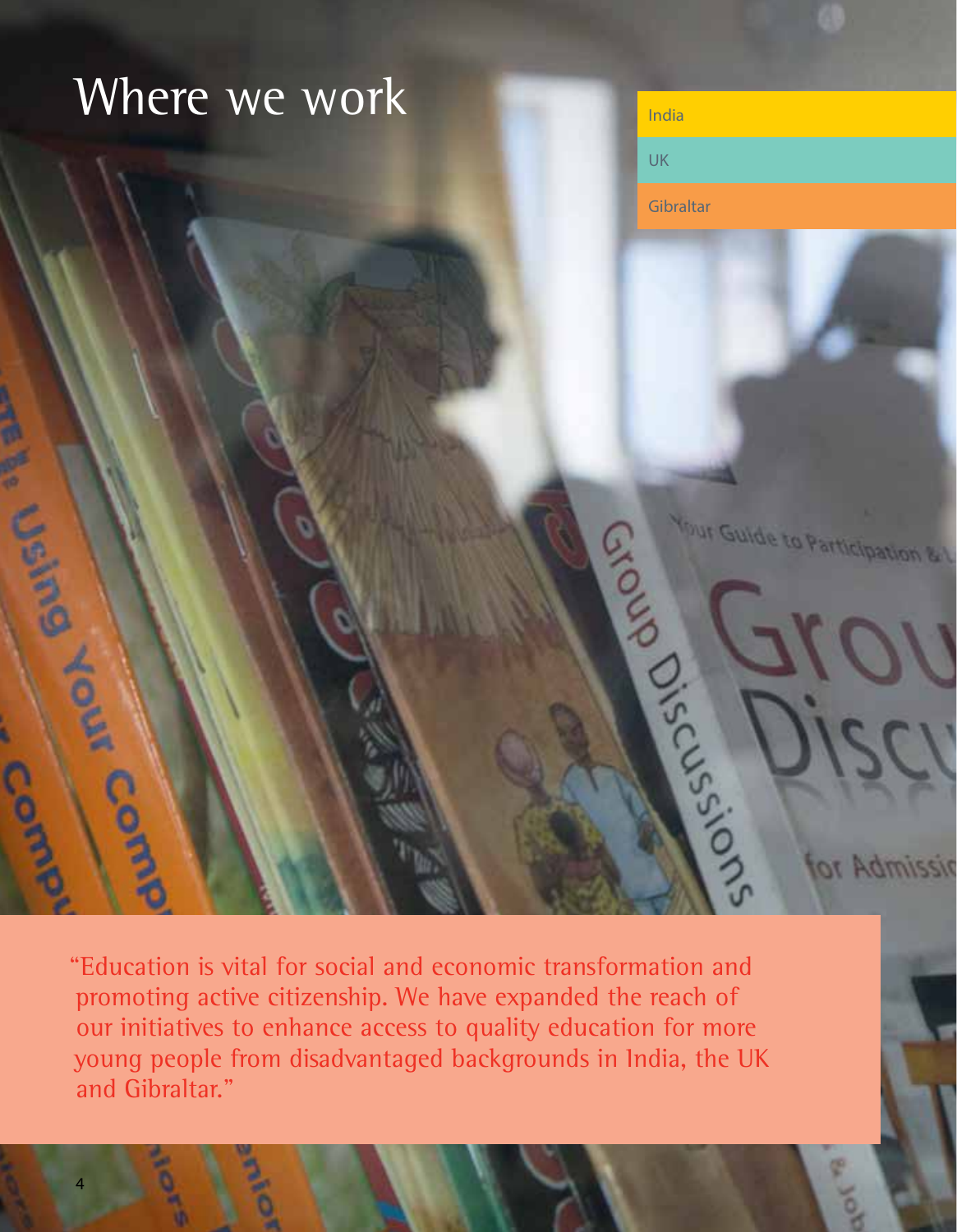# Where we work

- India
- UK
- Gibraltar

"Education is vital for social and economic transformation and promoting active citizenship. We have expanded the reach of our initiatives to enhance access to quality education for more young people from disadvantaged backgrounds in India, the UK and Gibraltar."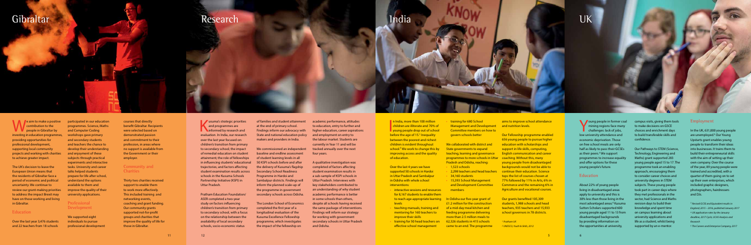# Gibraltar

We aim to make a positive contribution to the people in Gibraltar by investing in education programmes, providing opportunities for professional development, supporting local community projects and working with charities to achieve greater impact.

The UK's decision to leave the European Union means that the residents of Gibraltar face a period of economic and political uncertainty. We continue to review our grant-making priorities to address the impact Brexit may have on those working and living in Gibraltar.

## Education

Over the last year 3,476 students and 22 teachers from 18 schools participated in our education programmes. Science, Maths and Computer Coding workshops gave primary and secondary students and teachers the chance to develop their understanding and enjoyment of these subjects through practical experiments and interactive tasks. University and career talks helped students prepare for life after school, understand the options available to them and improve the quality of their university applications.

## Professional Development

We supported eight individuals to pursue professional development courses that directly benefit Gibraltar. Recipients were selected based on demonstrated passion and commitment to their profession, in areas where no support is available from the Government or their employer.

## Community and Charities

Thirty two charities received support to enable them to work more effectively. This included training and networking events, coaching and grant funding. Our community grants supported not-for-profit groups and charities that improve the quality of life for those in Gibraltar.

# Research

Kusuma's strategic priorities and programmes are informed by research and evaluation. In India, our research over the last year focused on: children's transition from primary to secondary school; the impact of remedial education on student attainment; the role of fellowships in influencing students' educational trajectories, and factors affecting student examination results across schools in the Kusuma Schools Partnership Initiative (KSPI) in Uttar Pradesh.

Pratham Education Foundation/ ASER completed a two-year study on factors influencing children's transition from primary to secondary school, with a focus on the relationship between the availability of local secondary schools, socio-economic status of families and student attainment at the end of primary school. Findings inform our advocacy with State and national education policy makers and providers in India.

We commissioned an independent baseline and endline assessment of student learning levels in all 50 KSPI schools before and after the delivery of Kusuma's flagship Secondary School Readiness Programme in Hardoi and Sambalpur districts. Findings will inform the planned scale-up of the programme in government secondary schools across Odisha.

The London School of Economics completed the first year of a longitudinal evaluation of the Kusuma Excellence Fellowship programme, which investigates the impact of the fellowship on academic performance, attitudes to education, entry to further and higher education, career aspirations and employment on entry to the labour market. Students are currently in Year 11 and will be tracked annually over the next four years.

A qualitative investigation was completed of factors affecting student examination results in a sub-sample of KSPI schools in Uttar Pradesh. Interviews with key stakeholders contributed to an understanding of why student academic performance is better in some schools than others, despite all schools having received the same package of interventions. Findings will inform our strategy for working with government secondary schools in Uttar Pradesh and Odisha.

# India

In India, more than 100 million children are illiterate and 70% of young people drop out of school before the age of 15.[1] Inequality between the poorest and richest children is evident throughout school.[2] We work to change this by improving access and the quality of education.

Over the last 4 years we have supported 50 schools in Hardoi in Uttar Pradesh and Sambalpur in Odisha with whole school interventions:

- interactive sessions and resources for 8,167 students to enable them to reach age-appropriate learning levels
- teaching manuals, training and mentoring for 160 teachers to improve their skills
- training for 50 head teachers on effective school management
- training for 680 School Management and Development Committee members on how to govern schools better

We collaborated with district and State governments to expand teaching, learning and governance programmes to more schools in Uttar Pradesh and Odisha, reaching:

- 1,523 schools
- 2,298 teachers and head teachers
- 34,160 students
- 15,393 School Management and Development Committee members

In Odisha our five-year grant of £1.2 million for the construction of a mid-day meal kitchen and feeding programme delivering more than 2.5 million meals to 62,326 students in 415 schools came to an end. The programme aims to improve school attendance and nutrition levels.

Our Fellowship programme enabled 656 young people to pursue higher education with scholarships and support in life skills, computing, English communication and career coaching. Without this, many young people from disadvantaged backgrounds would not be able to continue their education. Science tops the list of courses chosen at 77% followed by 11% in Arts, 6% in Commerce and the remaining 6% in Agriculture and vocational courses.

Our grants benefited 105,309 students, 1,988 schools and head teachers, 935 teachers and 15,933 school governors in 78 districts.

[1] Pratham UK
[2] UNESCO, Youth & Skills, 2012

# UK

Young people in former coal mining regions face many challenges: lack of jobs, low university attendance and economic deprivation. Those on free school meals are only half as likely to pass their GCSEs as their peers.[3] We support programmes to increase equality and offer options for these young people's future.

## Education

About 22% of young people living in disadvantaged areas apply to university and this is 30% less than those living in the most advantaged areas.[4] Kusuma Sutton Scholars supported 600 young people aged 11 to 13 from disadvantaged backgrounds by providing information on the opportunities at university, campus visits, giving them tools to make decisions on GCSE choices and enrichment days to build transferable skills and confidence.

Our Pathways to STEM (Science, Technology, Engineering and Maths) grant supported 283 young people aged 15 to 17. The programme took an enabling approach, encouraging them to consider career choices and university degrees in STEM subjects. These young people took part in career days where they met professionals in the sector, had Science and Maths revision days to build their knowledge and spent time on campus learning about university applications and life as a student, whilst being supported by an e-mentor.

## Employment

In the UK, 631,000 young people are unemployed.[5] Our Young Upstarts grant enables young people to transform their ideas into businesses. It trains them to build their entrepreneurial skills with the aim of setting up their own company. Over the course of the year, 89 young people were trained and accredited, with a quarter of them going on to set up their own enterprises, which included graphic designers, photographers, hairdressers and DJs.

[3] Revised GCSE and Equivalent results in England, 2015 – 2016, published January 2017
[4] UK application rates by the January deadline, 2017 Cycle, UCAS Analysis and Research
[5] The Careers and Enterprise Company, 2017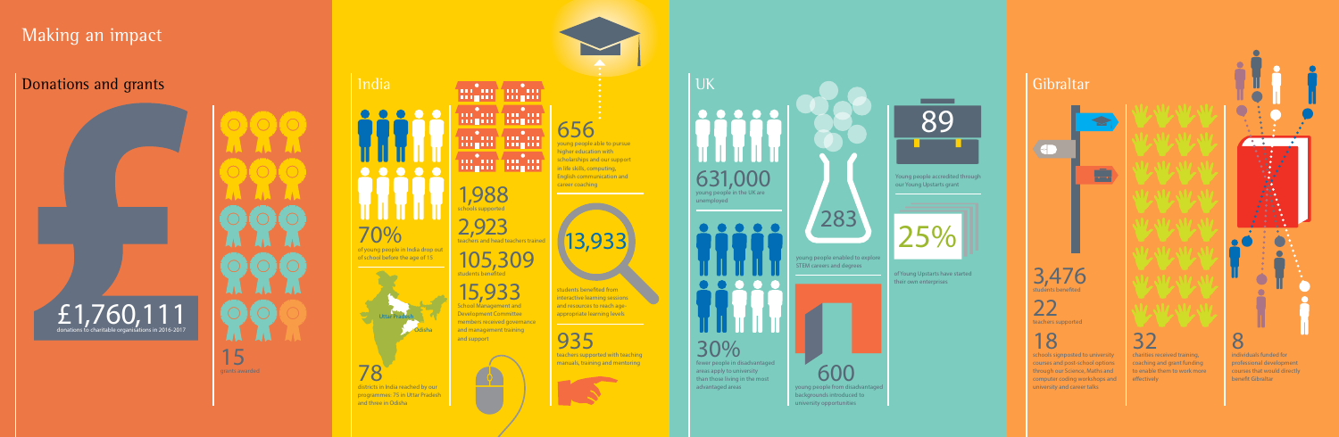# Making an impact

## Donations and grants

£1,760,111
donations to charitable organisations in 2016-2017

15
grants awarded

## India

70%
of young people in India drop out of school before the age of 15

Uttar Pradesh

Odisha

78
districts in India reached by our programmes: 75 in Uttar Pradesh and three in Odisha

1,988
schools supported

2,923
teachers and head teachers trained

105,309
students benefited

15,933
School Management and Development Committee members received governance and management training and support

656
young people able to pursue higher education with scholarships and our support in life skills, computing, English communication and career coaching

13,933
students benefited from interactive learning sessions and resources to reach age-appropriate learning levels

935
teachers supported with teaching manuals, training and mentoring

## UK

631,000
young people in the UK are unemployed

30%
fewer people in disadvantaged areas apply to university than those living in the most advantaged areas

283
young people enabled to explore STEM careers and degrees

600
young people from disadvantaged backgrounds introduced to university opportunities

89
Young people accredited through our Young Upstarts grant

25%
of Young Upstarts have started their own enterprises

## Gibraltar

3,476
students benefited

22
teachers supported

18
schools signposted to university courses and post-school options through our Science, Maths and computer coding workshops and university and career talks

32
charities received training, coaching and grant funding to enable them to work more effectively

8
individuals funded for professional development courses that would directly benefit Gibraltar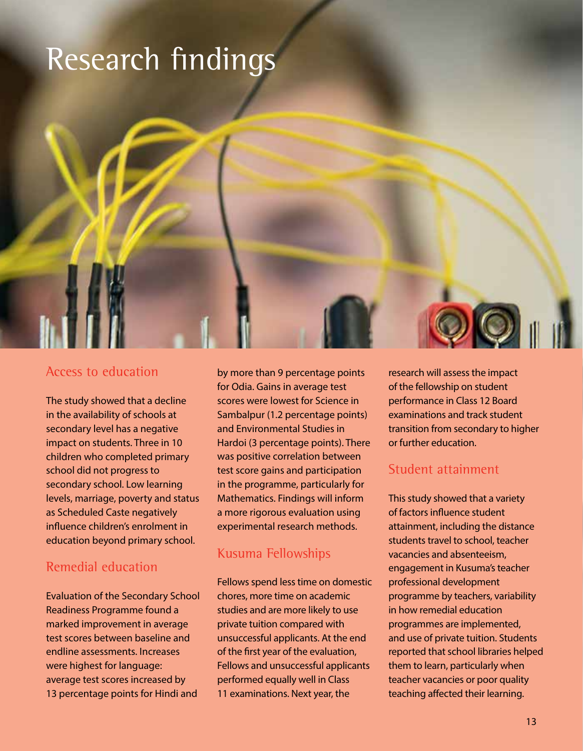# Research findings

## Access to education

The study showed that a decline in the availability of schools at secondary level has a negative impact on students. Three in 10 children who completed primary school did not progress to secondary school. Low learning levels, marriage, poverty and status as Scheduled Caste negatively influence children's enrolment in education beyond primary school.

## Remedial education

Evaluation of the Secondary School Readiness Programme found a marked improvement in average test scores between baseline and endline assessments. Increases were highest for language: average test scores increased by 13 percentage points for Hindi and by more than 9 percentage points for Odia. Gains in average test scores were lowest for Science in Sambalpur (1.2 percentage points) and Environmental Studies in Hardoi (3 percentage points). There was positive correlation between test score gains and participation in the programme, particularly for Mathematics. Findings will inform a more rigorous evaluation using experimental research methods.

## Kusuma Fellowships

Fellows spend less time on domestic chores, more time on academic studies and are more likely to use private tuition compared with unsuccessful applicants. At the end of the first year of the evaluation, Fellows and unsuccessful applicants performed equally well in Class 11 examinations. Next year, the research will assess the impact of the fellowship on student performance in Class 12 Board examinations and track student transition from secondary to higher or further education.

## Student attainment

This study showed that a variety of factors influence student attainment, including the distance students travel to school, teacher vacancies and absenteeism, engagement in Kusuma's teacher professional development programme by teachers, variability in how remedial education programmes are implemented, and use of private tuition. Students reported that school libraries helped them to learn, particularly when teacher vacancies or poor quality teaching affected their learning.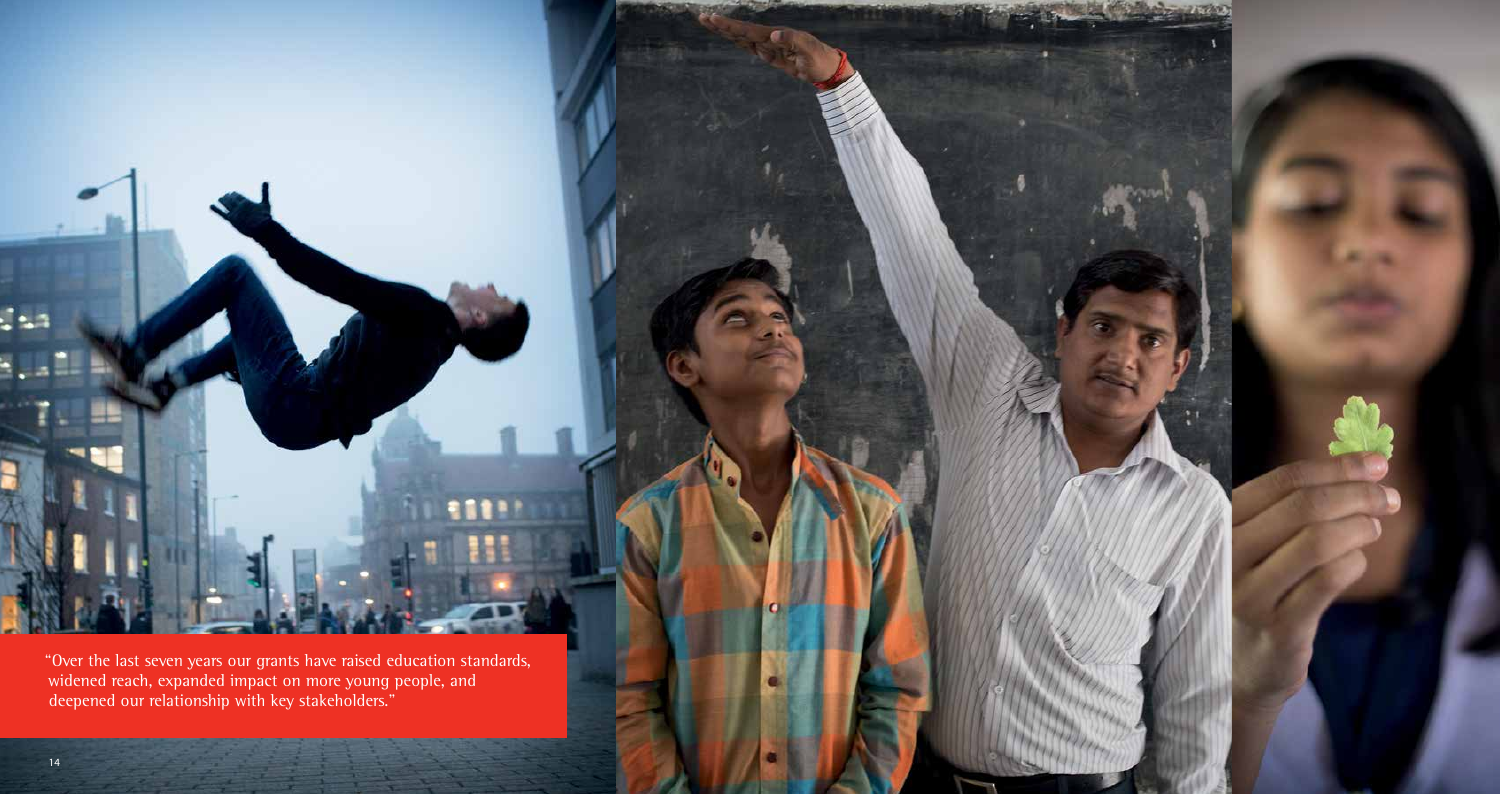"Over the last seven years our grants have raised education standards, widened reach, expanded impact on more young people, and deepened our relationship with key stakeholders."